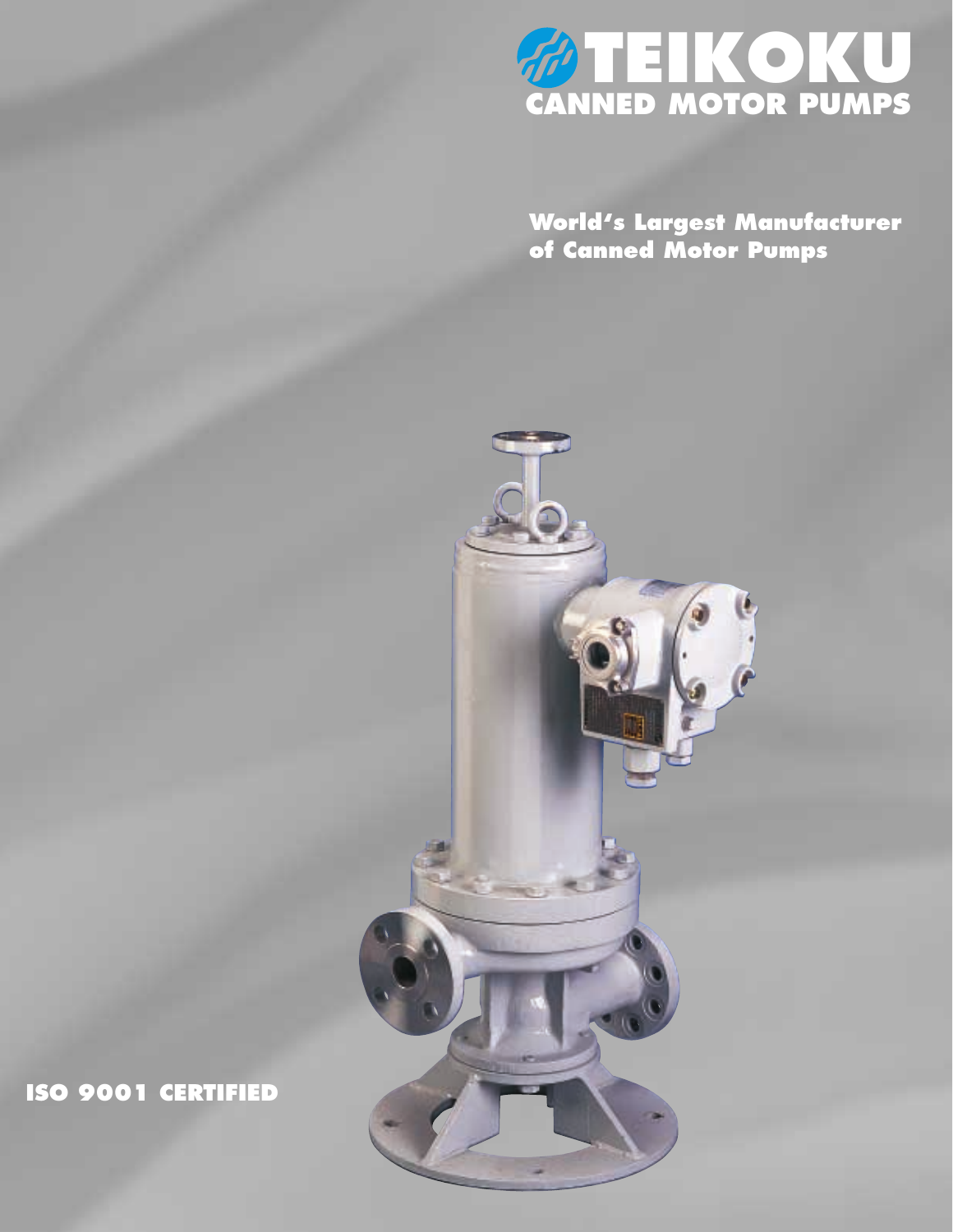# TEIKOKU

## CANNED MOTOR PUMPS

**World's Largest Manufacturer of Canned Motor Pumps**

**ISO 9001 CERTIFIED**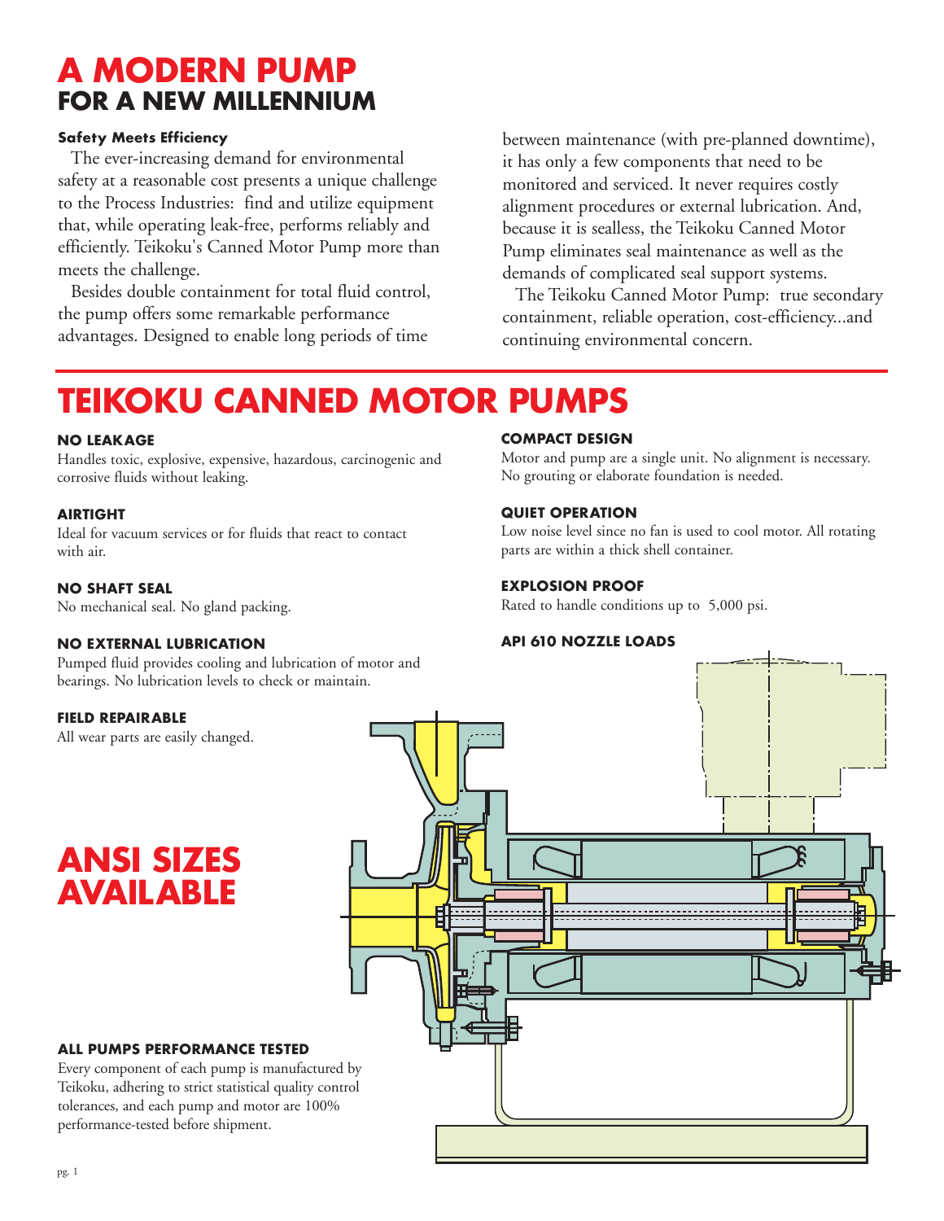# A MODERN PUMP
## FOR A NEW MILLENNIUM

**Safety Meets Efficiency**

The ever-increasing demand for environmental safety at a reasonable cost presents a unique challenge to the Process Industries: find and utilize equipment that, while operating leak-free, performs reliably and efficiently. Teikoku's Canned Motor Pump more than meets the challenge.

Besides double containment for total fluid control, the pump offers some remarkable performance advantages. Designed to enable long periods of time between maintenance (with pre-planned downtime), it has only a few components that need to be monitored and serviced. It never requires costly alignment procedures or external lubrication. And, because it is sealless, the Teikoku Canned Motor Pump eliminates seal maintenance as well as the demands of complicated seal support systems.

The Teikoku Canned Motor Pump: true secondary containment, reliable operation, cost-efficiency...and continuing environmental concern.

# TEIKOKU CANNED MOTOR PUMPS

**NO LEAKAGE**
Handles toxic, explosive, expensive, hazardous, carcinogenic and corrosive fluids without leaking.

**AIRTIGHT**
Ideal for vacuum services or for fluids that react to contact with air.

**NO SHAFT SEAL**
No mechanical seal. No gland packing.

**NO EXTERNAL LUBRICATION**
Pumped fluid provides cooling and lubrication of motor and bearings. No lubrication levels to check or maintain.

**FIELD REPAIRABLE**
All wear parts are easily changed.

**COMPACT DESIGN**
Motor and pump are a single unit. No alignment is necessary. No grouting or elaborate foundation is needed.

**QUIET OPERATION**
Low noise level since no fan is used to cool motor. All rotating parts are within a thick shell container.

**EXPLOSION PROOF**
Rated to handle conditions up to 5,000 psi.

**API 610 NOZZLE LOADS**

## ANSI SIZES AVAILABLE

**ALL PUMPS PERFORMANCE TESTED**
Every component of each pump is manufactured by Teikoku, adhering to strict statistical quality control tolerances, and each pump and motor are 100% performance-tested before shipment.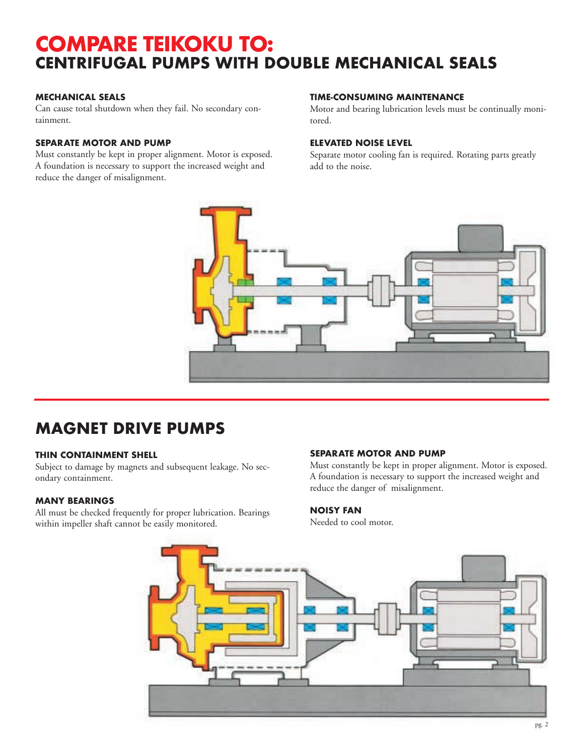# COMPARE TEIKOKU TO:
## CENTRIFUGAL PUMPS WITH DOUBLE MECHANICAL SEALS

#### MECHANICAL SEALS
Can cause total shutdown when they fail. No secondary containment.

#### SEPARATE MOTOR AND PUMP
Must constantly be kept in proper alignment. Motor is exposed. A foundation is necessary to support the increased weight and reduce the danger of misalignment.

#### TIME-CONSUMING MAINTENANCE
Motor and bearing lubrication levels must be continually monitored.

#### ELEVATED NOISE LEVEL
Separate motor cooling fan is required. Rotating parts greatly add to the noise.

## MAGNET DRIVE PUMPS

#### THIN CONTAINMENT SHELL
Subject to damage by magnets and subsequent leakage. No secondary containment.

#### MANY BEARINGS
All must be checked frequently for proper lubrication. Bearings within impeller shaft cannot be easily monitored.

#### SEPARATE MOTOR AND PUMP
Must constantly be kept in proper alignment. Motor is exposed. A foundation is necessary to support the increased weight and reduce the danger of misalignment.

#### NOISY FAN
Needed to cool motor.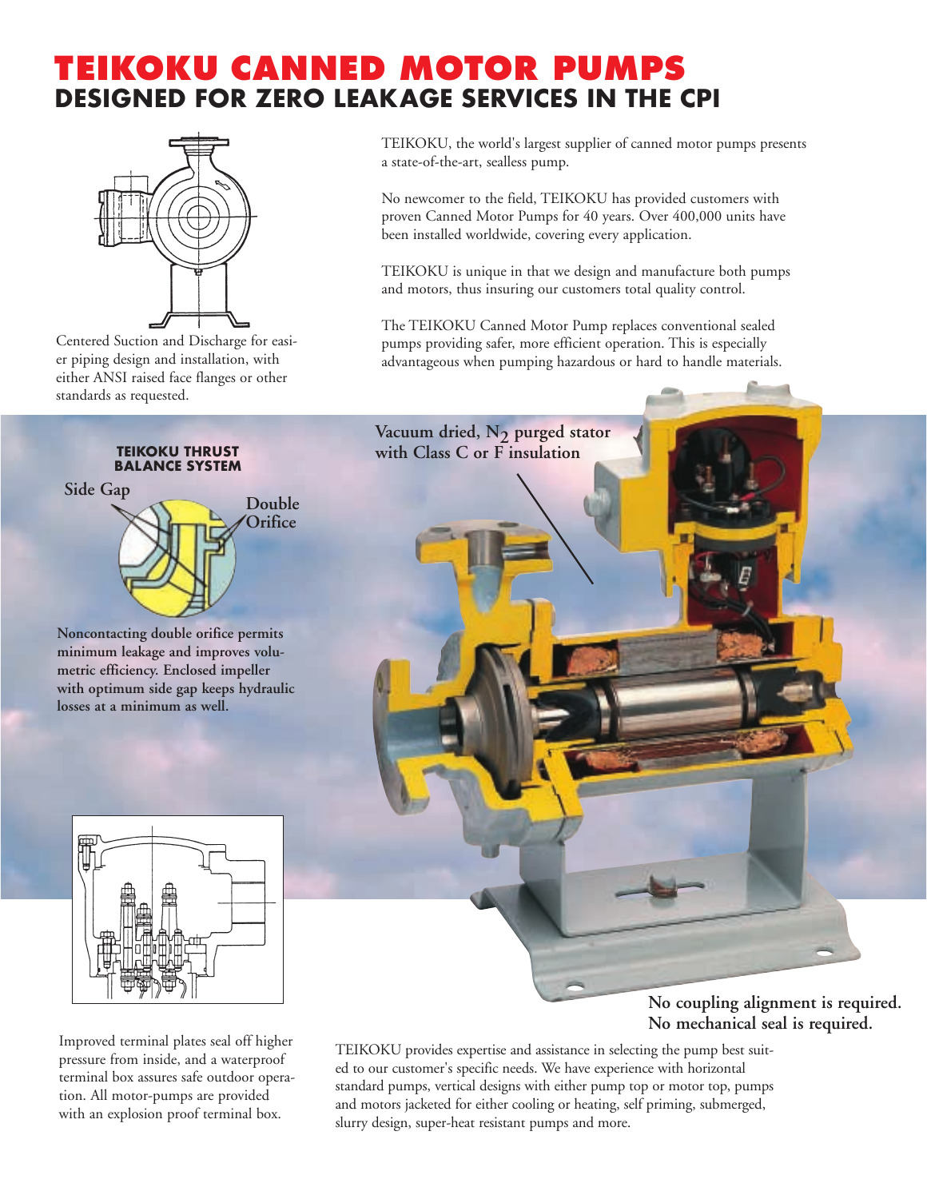# TEIKOKU CANNED MOTOR PUMPS
## DESIGNED FOR ZERO LEAKAGE SERVICES IN THE CPI

TEIKOKU, the world's largest supplier of canned motor pumps presents a state-of-the-art, sealless pump.

No newcomer to the field, TEIKOKU has provided customers with proven Canned Motor Pumps for 40 years. Over 400,000 units have been installed worldwide, covering every application.

TEIKOKU is unique in that we design and manufacture both pumps and motors, thus insuring our customers total quality control.

The TEIKOKU Canned Motor Pump replaces conventional sealed pumps providing safer, more efficient operation. This is especially advantageous when pumping hazardous or hard to handle materials.

Centered Suction and Discharge for easier piping design and installation, with either ANSI raised face flanges or other standards as requested.

**TEIKOKU THRUST BALANCE SYSTEM**

Side Gap

Double Orifice

**Noncontacting double orifice permits minimum leakage and improves volumetric efficiency. Enclosed impeller with optimum side gap keeps hydraulic losses at a minimum as well.**

**Vacuum dried, $N_2$ purged stator with Class C or F insulation**

Improved terminal plates seal off higher pressure from inside, and a waterproof terminal box assures safe outdoor operation. All motor-pumps are provided with an explosion proof terminal box.

**No coupling alignment is required.**
**No mechanical seal is required.**

TEIKOKU provides expertise and assistance in selecting the pump best suited to our customer's specific needs. We have experience with horizontal standard pumps, vertical designs with either pump top or motor top, pumps and motors jacketed for either cooling or heating, self priming, submerged, slurry design, super-heat resistant pumps and more.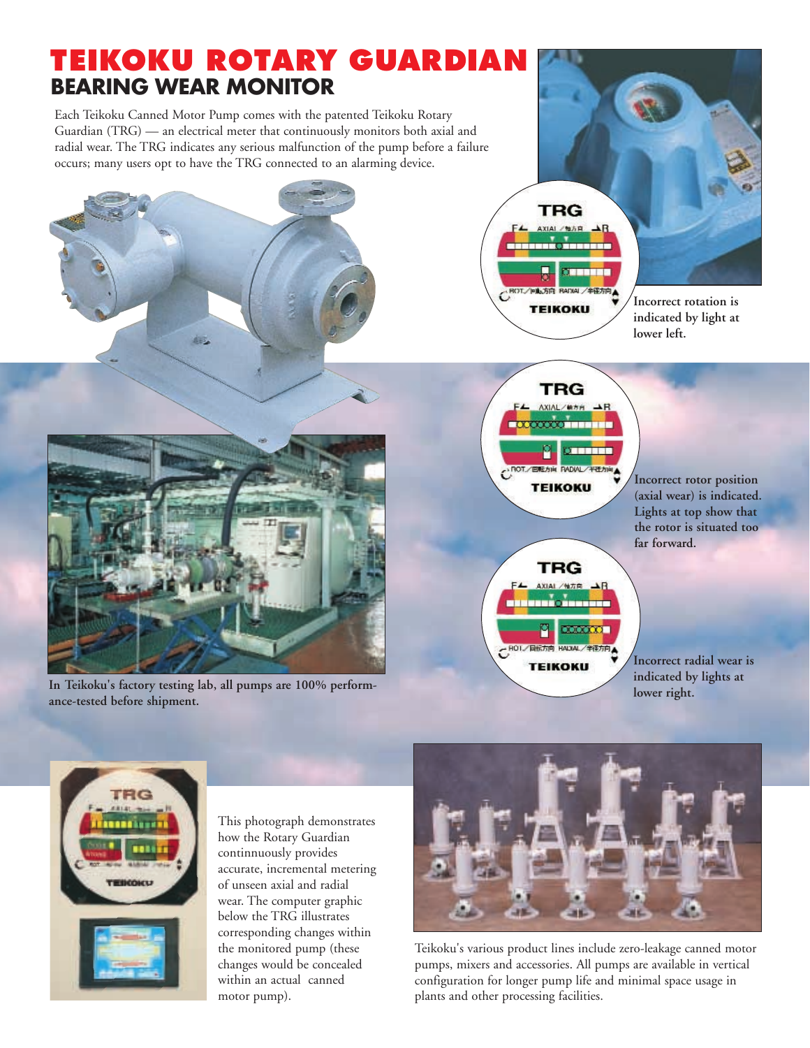# TEIKOKU ROTARY GUARDIAN

## BEARING WEAR MONITOR

Each Teikoku Canned Motor Pump comes with the patented Teikoku Rotary Guardian (TRG) — an electrical meter that continuously monitors both axial and radial wear. The TRG indicates any serious malfunction of the pump before a failure occurs; many users opt to have the TRG connected to an alarming device.

Incorrect rotation is indicated by light at lower left.

Incorrect rotor position (axial wear) is indicated. Lights at top show that the rotor is situated too far forward.

Incorrect radial wear is indicated by lights at lower right.

**In Teikoku's factory testing lab, all pumps are 100% performance-tested before shipment.**

This photograph demonstrates how the Rotary Guardian continnuously provides accurate, incremental metering of unseen axial and radial wear. The computer graphic below the TRG illustrates corresponding changes within the monitored pump (these changes would be concealed within an actual canned motor pump).

Teikoku's various product lines include zero-leakage canned motor pumps, mixers and accessories. All pumps are available in vertical configuration for longer pump life and minimal space usage in plants and other processing facilities.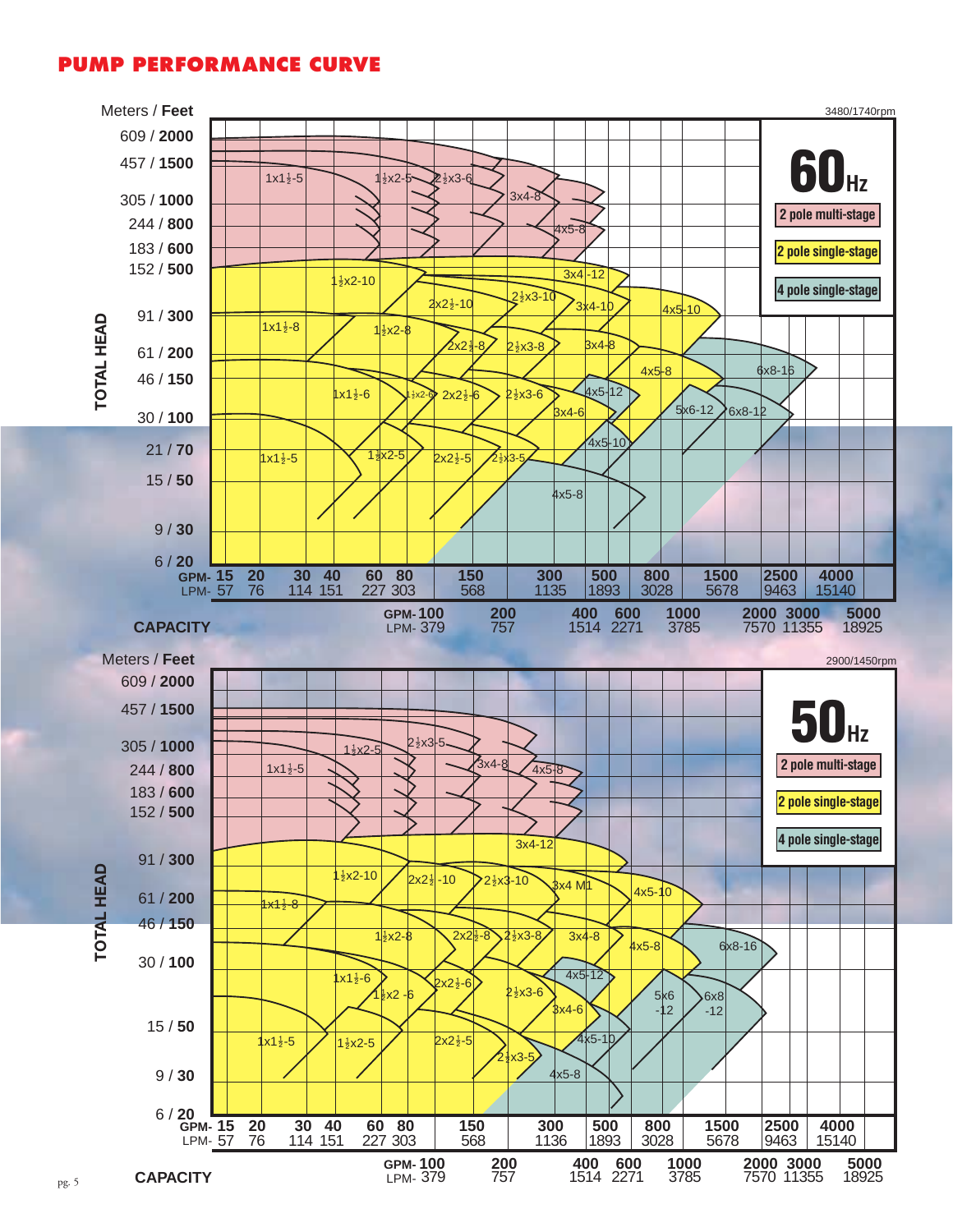# PUMP PERFORMANCE CURVE

Meters / **Feet** — 3480/1740rpm

**60Hz**

- 2 pole multi-stage
- 2 pole single-stage
- 4 pole single-stage

TOTAL HEAD: 609 / **2000**, 457 / **1500**, 305 / **1000**, 244 / **800**, 183 / **600**, 152 / **500**, 91 / **300**, 61 / **200**, 46 / **150**, 30 / **100**, 21 / **70**, 15 / **50**, 9 / **30**, 6 / **20**

Curves: 1x1½-5, 1½x2-5, 2½x3-6, 3x4-8, 4x5-8, 3x4-12, 1½x2-10, 2½x3-10, 2x2½-10, 3x4-10, 4x5-10, 1x1½-8, 1½x2-8, 2x2½-8, 2½x3-8, 3x4-8, 4x5-8, 6x8-16, 1x1½-6, 1½x2-6, 2x2½-6, 2½x3-6, 4x5-12, 3x4-6, 5x6-12, 6x8-12, 4x5-10, 1x1½-5, 1½x2-5, 2x2½-5, 2½x3-5, 4x5-8

CAPACITY

| GPM- | 15 | 20 | 30 | 40 | 60 | 80 | 100 | 150 | 200 | 300 | 400 | 500 | 600 | 800 | 1000 | 1500 | 2000 | 2500 | 3000 | 4000 | 5000 |
|---|---|---|---|---|---|---|---|---|---|---|---|---|---|---|---|---|---|---|---|---|---|
| LPM- | 57 | 76 | 114 | 151 | 227 | 303 | 379 | 568 | 757 | 1135 | 1514 | 1893 | 2271 | 3028 | 3785 | 5678 | 7570 | 9463 | 11355 | 15140 | 18925 |

Meters / **Feet** — 2900/1450rpm

**50Hz**

- 2 pole multi-stage
- 2 pole single-stage
- 4 pole single-stage

TOTAL HEAD: 609 / **2000**, 457 / **1500**, 305 / **1000**, 244 / **800**, 183 / **600**, 152 / **500**, 91 / **300**, 61 / **200**, 46 / **150**, 30 / **100**, 15 / **50**, 9 / **30**, 6 / **20**

Curves: 1x1½-5, 1½x2-5, 2½x3-5, 3x4-8, 4x5-8, 3x4-12, 1½x2-10, 2x2½-10, 2½x3-10, 3x4 M1, 4x5-10, 1x1½-8, 1½x2-8, 2x2½-8, 2½x3-8, 3x4-8, 4x5-8, 6x8-16, 1x1½-6, 1½x2-6, 2x2½-6, 2½x3-6, 4x5-12, 3x4-6, 5x6-12, 6x8-12, 1x1½-5, 1½x2-5, 2x2½-5, 2½x3-5, 4x5-10, 4x5-8

CAPACITY

| GPM- | 15 | 20 | 30 | 40 | 60 | 80 | 100 | 150 | 200 | 300 | 400 | 500 | 600 | 800 | 1000 | 1500 | 2000 | 2500 | 3000 | 4000 | 5000 |
|---|---|---|---|---|---|---|---|---|---|---|---|---|---|---|---|---|---|---|---|---|---|
| LPM- | 57 | 76 | 114 | 151 | 227 | 303 | 379 | 568 | 757 | 1136 | 1514 | 1893 | 2271 | 3028 | 3785 | 5678 | 7570 | 9463 | 11355 | 15140 | 18925 |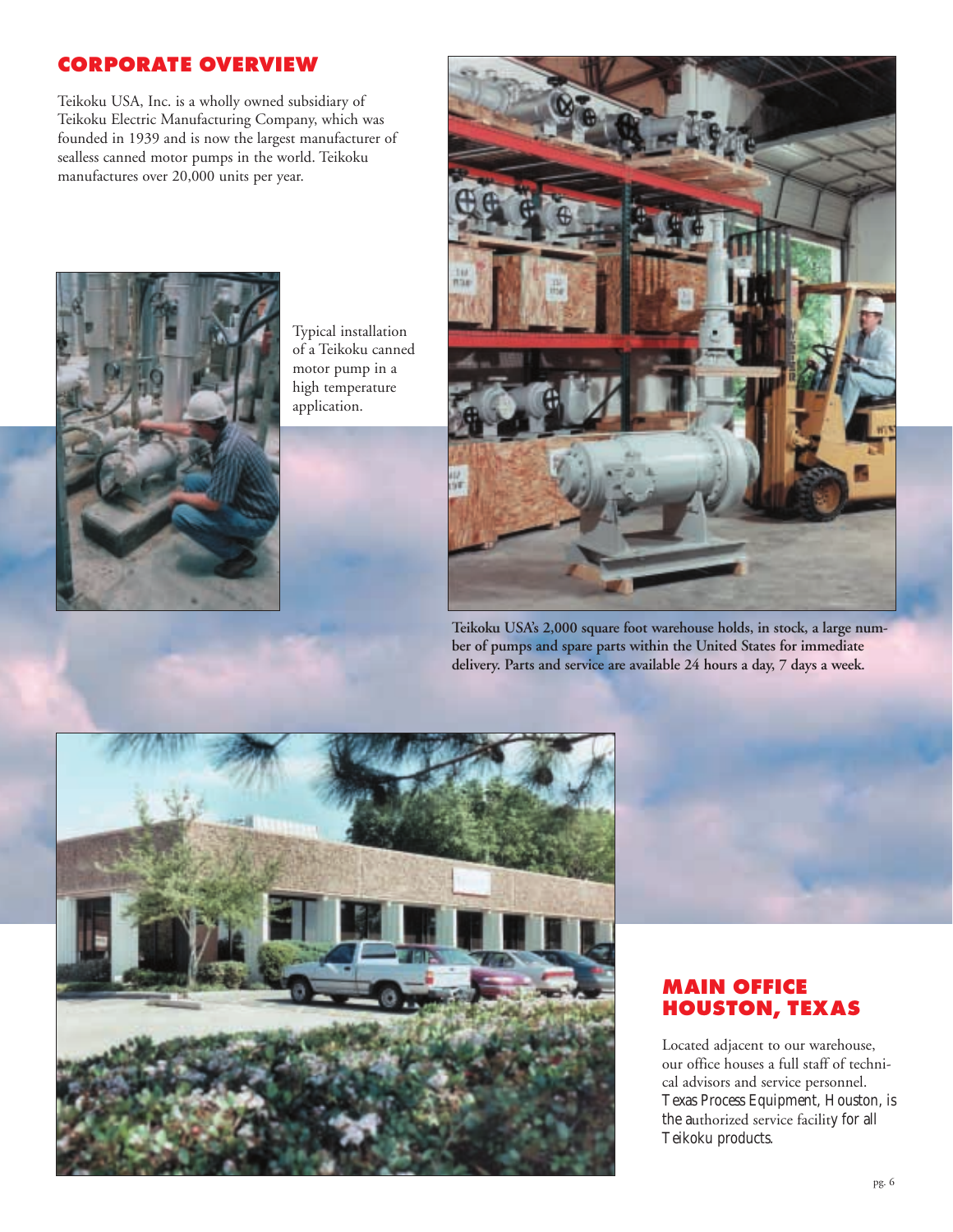## CORPORATE OVERVIEW

Teikoku USA, Inc. is a wholly owned subsidiary of Teikoku Electric Manufacturing Company, which was founded in 1939 and is now the largest manufacturer of sealless canned motor pumps in the world. Teikoku manufactures over 20,000 units per year.

Typical installation of a Teikoku canned motor pump in a high temperature application.

**Teikoku USA's 2,000 square foot warehouse holds, in stock, a large number of pumps and spare parts within the United States for immediate delivery. Parts and service are available 24 hours a day, 7 days a week.**

## MAIN OFFICE HOUSTON, TEXAS

Located adjacent to our warehouse, our office houses a full staff of technical advisors and service personnel. Texas Process Equipment, Houston, is the authorized service facility for all Teikoku products.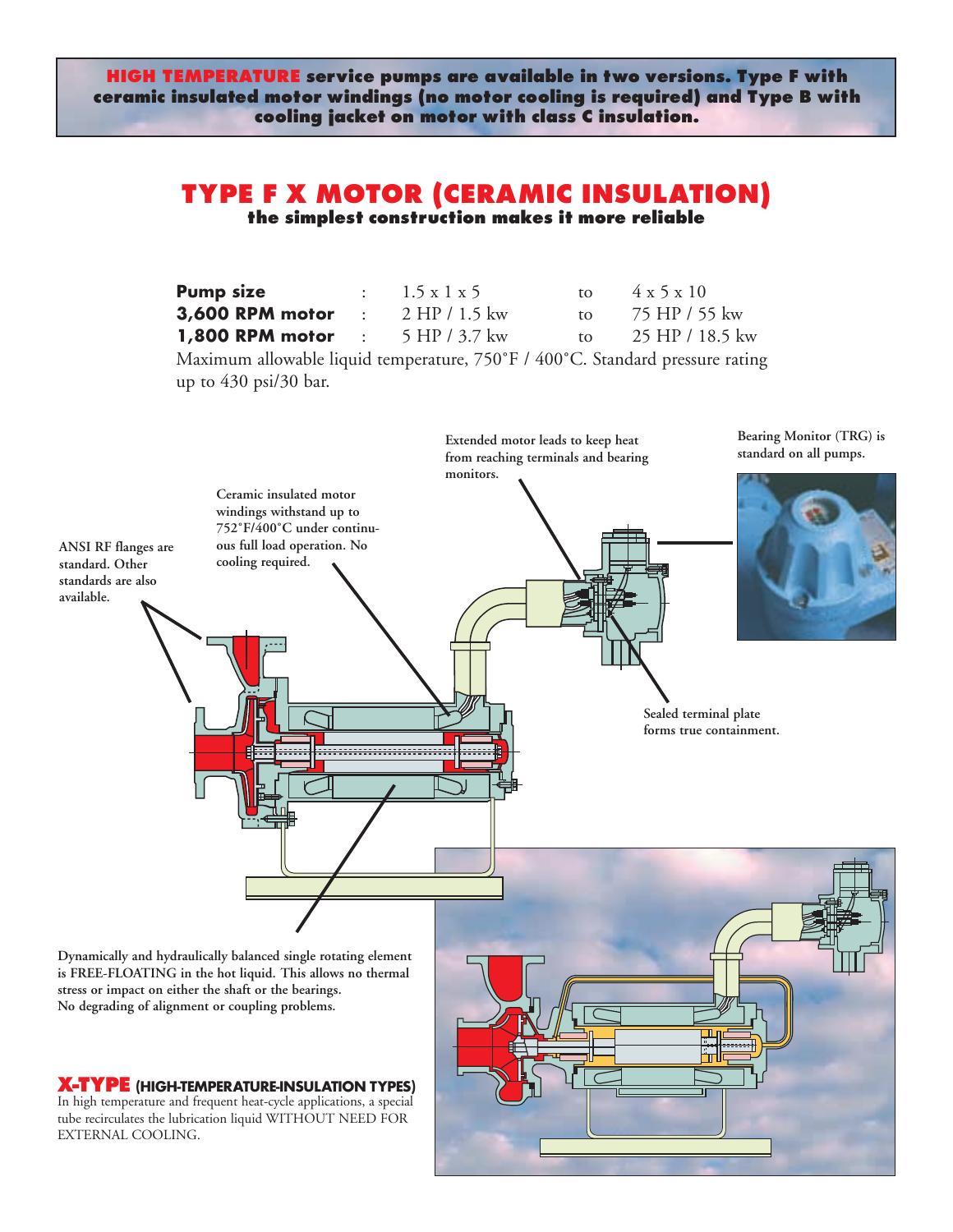**HIGH TEMPERATURE service pumps are available in two versions. Type F with ceramic insulated motor windings (no motor cooling is required) and Type B with cooling jacket on motor with class C insulation.**

# TYPE F X MOTOR (CERAMIC INSULATION)

**the simplest construction makes it more reliable**

| | | | | |
|---|---|---|---|---|
| **Pump size** | : | 1.5 x 1 x 5 | to | 4 x 5 x 10 |
| **3,600 RPM motor** | : | 2 HP / 1.5 kw | to | 75 HP / 55 kw |
| **1,800 RPM motor** | : | 5 HP / 3.7 kw | to | 25 HP / 18.5 kw |

Maximum allowable liquid temperature, 750°F / 400°C. Standard pressure rating up to 430 psi/30 bar.

**Extended motor leads to keep heat from reaching terminals and bearing monitors.**

**Bearing Monitor (TRG) is standard on all pumps.**

**Ceramic insulated motor windings withstand up to 752°F/400°C under continuous full load operation. No cooling required.**

**ANSI RF flanges are standard. Other standards are also available.**

**Sealed terminal plate forms true containment.**

**Dynamically and hydraulically balanced single rotating element is FREE-FLOATING in the hot liquid. This allows no thermal stress or impact on either the shaft or the bearings. No degrading of alignment or coupling problems.**

**X-TYPE (HIGH-TEMPERATURE-INSULATION TYPES)**

In high temperature and frequent heat-cycle applications, a special tube recirculates the lubrication liquid WITHOUT NEED FOR EXTERNAL COOLING.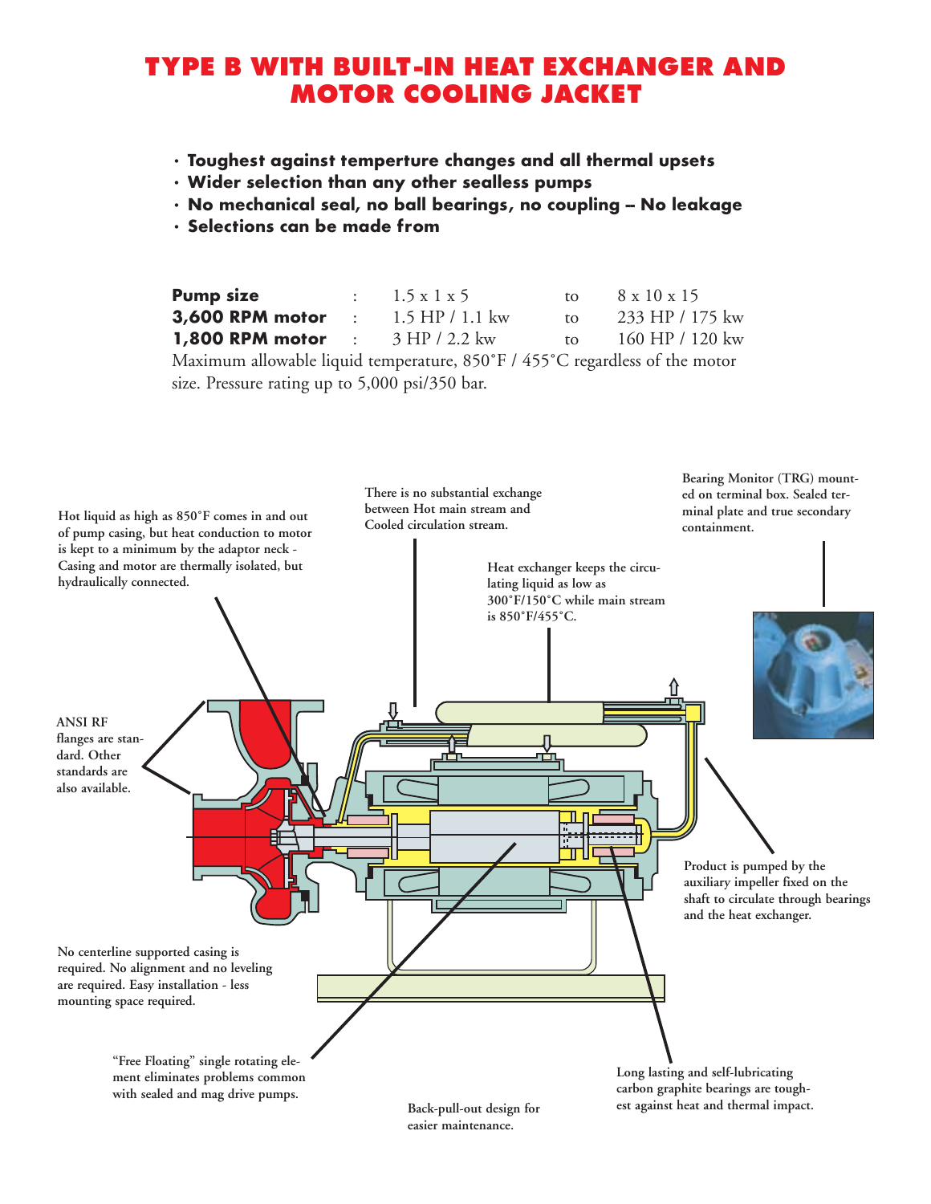# TYPE B WITH BUILT-IN HEAT EXCHANGER AND MOTOR COOLING JACKET

- **Toughest against temperture changes and all thermal upsets**
- **Wider selection than any other sealless pumps**
- **No mechanical seal, no ball bearings, no coupling – No leakage**
- **Selections can be made from**

| | | | | |
|---|---|---|---|---|
| **Pump size** | : | 1.5 x 1 x 5 | to | 8 x 10 x 15 |
| **3,600 RPM motor** | : | 1.5 HP / 1.1 kw | to | 233 HP / 175 kw |
| **1,800 RPM motor** | : | 3 HP / 2.2 kw | to | 160 HP / 120 kw |

Maximum allowable liquid temperature, 850˚F / 455˚C regardless of the motor size. Pressure rating up to 5,000 psi/350 bar.

**Hot liquid as high as 850˚F comes in and out of pump casing, but heat conduction to motor is kept to a minimum by the adaptor neck - Casing and motor are thermally isolated, but hydraulically connected.**

**There is no substantial exchange between Hot main stream and Cooled circulation stream.**

**Heat exchanger keeps the circulating liquid as low as 300˚F/150˚C while main stream is 850˚F/455˚C.**

**Bearing Monitor (TRG) mounted on terminal box. Sealed terminal plate and true secondary containment.**

**ANSI RF flanges are standard. Other standards are also available.**

**Product is pumped by the auxiliary impeller fixed on the shaft to circulate through bearings and the heat exchanger.**

**No centerline supported casing is required. No alignment and no leveling are required. Easy installation - less mounting space required.**

**"Free Floating" single rotating element eliminates problems common with sealed and mag drive pumps.**

**Long lasting and self-lubricating carbon graphite bearings are toughest against heat and thermal impact.**

**Back-pull-out design for easier maintenance.**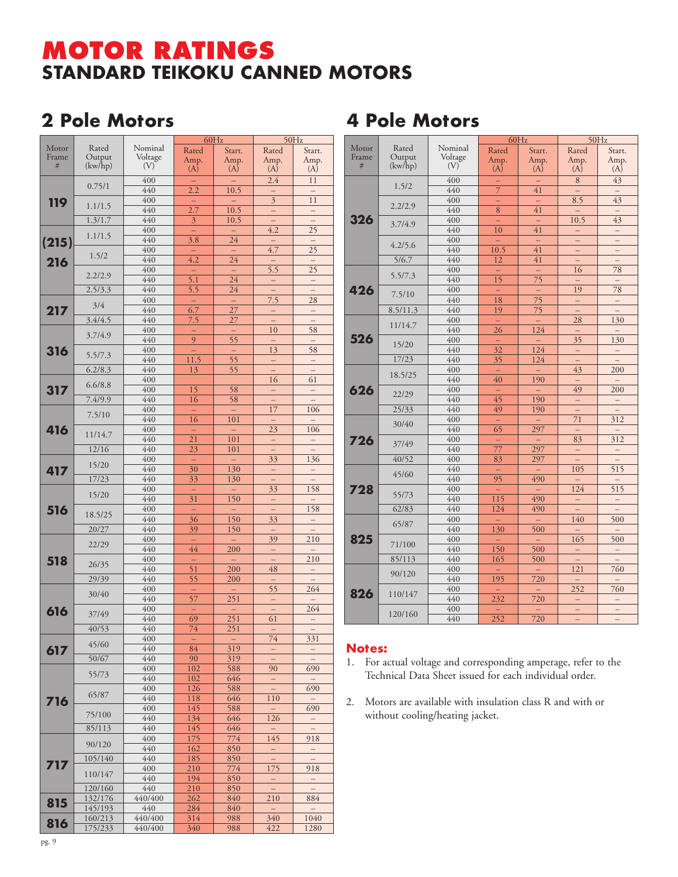# MOTOR RATINGS

## STANDARD TEIKOKU CANNED MOTORS

## 2 Pole Motors

| Motor Frame # | Rated Output (kw/hp) | Nominal Voltage (V) | 60Hz Rated Amp. (A) | 60Hz Start. Amp. (A) | 50Hz Rated Amp. (A) | 50Hz Start. Amp. (A) |
|---|---|---|---|---|---|---|
| 119 | 0.75/1 | 400 | – | – | 2.4 | 11 |
| | | 440 | 2.2 | 10.5 | – | – |
| | 1.1/1.5 | 400 | – | – | 3 | 11 |
| | | 440 | 2.7 | 10.5 | – | – |
| | 1.3/1.7 | 440 | 3 | 10.5 | – | – |
| (215) 216 | 1.1/1.5 | 400 | – | – | 4.2 | 25 |
| | | 440 | 3.8 | 24 | – | – |
| | 1.5/2 | 400 | – | – | 4.7 | 25 |
| | | 440 | 4.2 | 24 | – | – |
| | 2.2/2.9 | 400 | – | – | 5.5 | 25 |
| | | 440 | 5.1 | 24 | – | – |
| | 2.5/3.3 | 440 | 5.5 | 24 | – | – |
| 217 | 3/4 | 400 | – | – | 7.5 | 28 |
| | | 440 | 6.7 | 27 | – | – |
| | 3.4/4.5 | 440 | 7.5 | 27 | – | – |
| 316 | 3.7/4.9 | 400 | – | – | 10 | 58 |
| | | 440 | 9 | 55 | – | – |
| | 5.5/7.3 | 400 | – | – | 13 | 58 |
| | | 440 | 11.5 | 55 | – | – |
| | 6.2/8.3 | 440 | 13 | 55 | – | – |
| 317 | 6.6/8.8 | 400 | | | 16 | 61 |
| | | 400 | 15 | 58 | – | – |
| | 7.4/9.9 | 440 | 16 | 58 | – | – |
| 416 | 7.5/10 | 400 | – | – | 17 | 106 |
| | | 440 | 16 | 101 | – | – |
| | 11/14.7 | 400 | – | – | 23 | 106 |
| | | 440 | 21 | 101 | – | – |
| | 12/16 | 440 | 23 | 101 | – | – |
| 417 | 15/20 | 400 | – | – | 33 | 136 |
| | | 440 | 30 | 130 | – | – |
| | 17/23 | 440 | 33 | 130 | – | – |
| 516 | 15/20 | 400 | – | – | 33 | 158 |
| | | 440 | 31 | 150 | – | – |
| | 18.5/25 | 400 | – | – | – | 158 |
| | | 440 | 36 | 150 | 33 | – |
| | 20/27 | 440 | 39 | 150 | – | – |
| 518 | 22/29 | 400 | – | – | 39 | 210 |
| | | 440 | 44 | 200 | – | – |
| | 26/35 | 400 | – | – | – | 210 |
| | | 440 | 51 | 200 | 48 | – |
| | 29/39 | 440 | 55 | 200 | – | – |
| 616 | 30/40 | 400 | – | – | 55 | 264 |
| | | 440 | 57 | 251 | – | – |
| | 37/49 | 400 | – | – | – | 264 |
| | | 440 | 69 | 251 | 61 | – |
| | 40/53 | 440 | 74 | 251 | – | – |
| 617 | 45/60 | 400 | – | – | 74 | 331 |
| | | 440 | 84 | 319 | – | – |
| | 50/67 | 440 | 90 | 319 | – | – |
| 716 | 55/73 | 400 | 102 | 588 | 90 | 690 |
| | | 440 | 102 | 646 | – | – |
| | 65/87 | 400 | 126 | 588 | – | 690 |
| | | 440 | 118 | 646 | 110 | – |
| | 75/100 | 400 | 145 | 588 | – | 690 |
| | | 440 | 134 | 646 | 126 | – |
| | 85/113 | 440 | 145 | 646 | – | – |
| 717 | 90/120 | 400 | 175 | 774 | 145 | 918 |
| | | 440 | 162 | 850 | – | – |
| | 105/140 | 440 | 185 | 850 | – | – |
| | 110/147 | 400 | 210 | 774 | 175 | 918 |
| | | 440 | 194 | 850 | – | – |
| | 120/160 | 440 | 210 | 850 | – | – |
| 815 | 132/176 | 440/400 | 262 | 840 | 210 | 884 |
| | 145/193 | 440 | 284 | 840 | – | – |
| 816 | 160/213 | 440/400 | 314 | 988 | 340 | 1040 |
| | 175/233 | 440/400 | 340 | 988 | 422 | 1280 |

## 4 Pole Motors

| Motor Frame # | Rated Output (kw/hp) | Nominal Voltage (V) | 60Hz Rated Amp. (A) | 60Hz Start. Amp. (A) | 50Hz Rated Amp. (A) | 50Hz Start. Amp. (A) |
|---|---|---|---|---|---|---|
| 326 | 1.5/2 | 400 | – | – | 8 | 43 |
| | | 440 | 7 | 41 | – | – |
| | 2.2/2.9 | 400 | – | – | 8.5 | 43 |
| | | 440 | 8 | 41 | – | – |
| | 3.7/4.9 | 400 | – | – | 10.5 | 43 |
| | | 440 | 10 | 41 | – | – |
| | 4.2/5.6 | 400 | – | – | – | – |
| | | 440 | 10.5 | 41 | – | – |
| | 5/6.7 | 440 | 12 | 41 | – | – |
| 426 | 5.5/7.3 | 400 | – | – | 16 | 78 |
| | | 440 | 15 | 75 | – | – |
| | 7.5/10 | 400 | – | – | 19 | 78 |
| | | 440 | 18 | 75 | – | – |
| | 8.5/11.3 | 440 | 19 | 75 | – | – |
| 526 | 11/14.7 | 400 | – | – | 28 | 130 |
| | | 440 | 26 | 124 | – | – |
| | 15/20 | 400 | – | – | 35 | 130 |
| | | 440 | 32 | 124 | – | – |
| | 17/23 | 440 | 35 | 124 | – | – |
| 626 | 18.5/25 | 400 | – | – | 43 | 200 |
| | | 440 | 40 | 190 | – | – |
| | 22/29 | 400 | – | – | 49 | 200 |
| | | 440 | 45 | 190 | – | – |
| | 25/33 | 440 | 49 | 190 | – | – |
| 726 | 30/40 | 400 | – | – | 71 | 312 |
| | | 440 | 65 | 297 | – | – |
| | 37/49 | 400 | – | – | 83 | 312 |
| | | 440 | 77 | 297 | – | – |
| | 40/52 | 400 | 83 | 297 | – | – |
| 728 | 45/60 | 440 | – | – | 105 | 515 |
| | | 440 | 95 | 490 | – | – |
| | 55/73 | 400 | – | – | 124 | 515 |
| | | 440 | 115 | 490 | – | – |
| | 62/83 | 440 | 124 | 490 | – | – |
| 825 | 65/87 | 400 | – | – | 140 | 500 |
| | | 440 | 130 | 500 | – | – |
| | 71/100 | 400 | – | – | 165 | 500 |
| | | 440 | 150 | 500 | – | – |
| | 85/113 | 440 | 165 | 500 | – | – |
| 826 | 90/120 | 400 | – | – | 121 | 760 |
| | | 440 | 195 | 720 | – | – |
| | 110/147 | 400 | – | – | 252 | 760 |
| | | 440 | 232 | 720 | – | – |
| | 120/160 | 400 | – | – | – | – |
| | | 440 | 252 | 720 | – | – |

**Notes:**

1. For actual voltage and corresponding amperage, refer to the Technical Data Sheet issued for each individual order.
2. Motors are available with insulation class R and with or without cooling/heating jacket.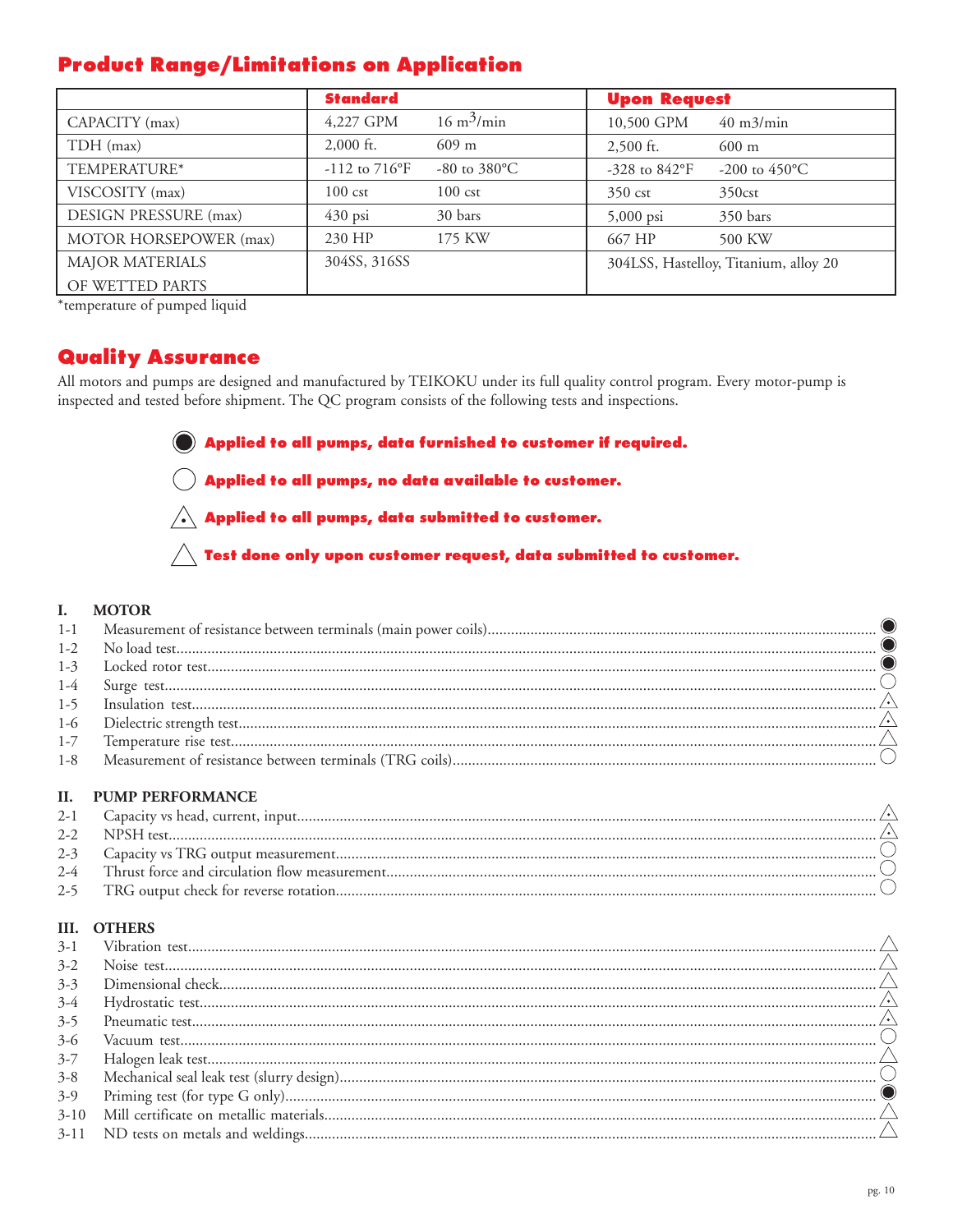## Product Range/Limitations on Application

| | Standard | | Upon Request | |
|---|---|---|---|---|
| CAPACITY (max) | 4,227 GPM | 16 $m^3$/min | 10,500 GPM | 40 m3/min |
| TDH (max) | 2,000 ft. | 609 m | 2,500 ft. | 600 m |
| TEMPERATURE* | -112 to 716°F | -80 to 380°C | -328 to 842°F | -200 to 450°C |
| VISCOSITY (max) | 100 cst | 100 cst | 350 cst | 350cst |
| DESIGN PRESSURE (max) | 430 psi | 30 bars | 5,000 psi | 350 bars |
| MOTOR HORSEPOWER (max) | 230 HP | 175 KW | 667 HP | 500 KW |
| MAJOR MATERIALS OF WETTED PARTS | 304SS, 316SS | | 304LSS, Hastelloy, Titanium, alloy 20 | |

*temperature of pumped liquid

## Quality Assurance

All motors and pumps are designed and manufactured by TEIKOKU under its full quality control program. Every motor-pump is inspected and tested before shipment. The QC program consists of the following tests and inspections.

- ◉ **Applied to all pumps, data furnished to customer if required.**
- ○ **Applied to all pumps, no data available to customer.**
- ⚠ (triangle with dot) **Applied to all pumps, data submitted to customer.**
- △ **Test done only upon customer request, data submitted to customer.**

### I. MOTOR

| No. | Test | Mark |
|---|---|---|
| 1-1 | Measurement of resistance between terminals (main power coils) | ◉ |
| 1-2 | No load test | ◉ |
| 1-3 | Locked rotor test | ◉ |
| 1-4 | Surge test | ○ |
| 1-5 | Insulation test | △ (with dot) |
| 1-6 | Dielectric strength test | △ (with dot) |
| 1-7 | Temperature rise test | △ |
| 1-8 | Measurement of resistance between terminals (TRG coils) | ○ |

### II. PUMP PERFORMANCE

| No. | Test | Mark |
|---|---|---|
| 2-1 | Capacity vs head, current, input | △ (with dot) |
| 2-2 | NPSH test | △ (with dot) |
| 2-3 | Capacity vs TRG output measurement | ○ |
| 2-4 | Thrust force and circulation flow measurement | ○ |
| 2-5 | TRG output check for reverse rotation | ○ |

### III. OTHERS

| No. | Test | Mark |
|---|---|---|
| 3-1 | Vibration test | △ |
| 3-2 | Noise test | △ |
| 3-3 | Dimensional check | △ |
| 3-4 | Hydrostatic test | △ (with dot) |
| 3-5 | Pneumatic test | △ (with dot) |
| 3-6 | Vacuum test | ○ |
| 3-7 | Halogen leak test | △ |
| 3-8 | Mechanical seal leak test (slurry design) | ○ |
| 3-9 | Priming test (for type G only) | ◉ |
| 3-10 | Mill certificate on metallic materials | △ |
| 3-11 | ND tests on metals and weldings | △ |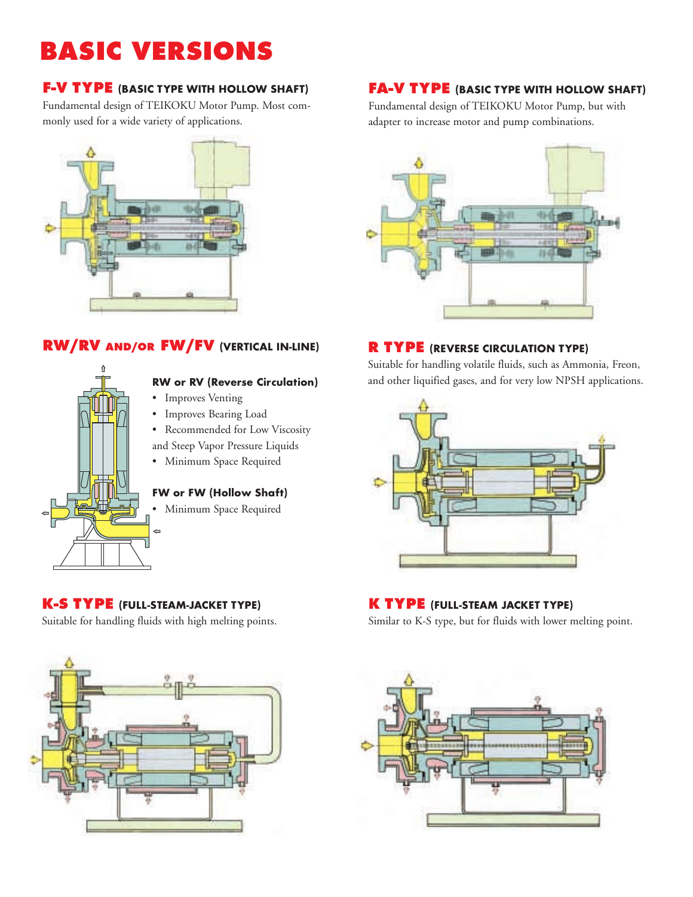# BASIC VERSIONS

## F-V TYPE (BASIC TYPE WITH HOLLOW SHAFT)

Fundamental design of TEIKOKU Motor Pump. Most commonly used for a wide variety of applications.

## FA-V TYPE (BASIC TYPE WITH HOLLOW SHAFT)

Fundamental design of TEIKOKU Motor Pump, but with adapter to increase motor and pump combinations.

## RW/RV AND/OR FW/FV (VERTICAL IN-LINE)

**RW or RV (Reverse Circulation)**

- Improves Venting
- Improves Bearing Load
- Recommended for Low Viscosity and Steep Vapor Pressure Liquids
- Minimum Space Required

**FW or FW (Hollow Shaft)**

- Minimum Space Required

## R TYPE (REVERSE CIRCULATION TYPE)

Suitable for handling volatile fluids, such as Ammonia, Freon, and other liquified gases, and for very low NPSH applications.

## K-S TYPE (FULL-STEAM-JACKET TYPE)

Suitable for handling fluids with high melting points.

## K TYPE (FULL-STEAM JACKET TYPE)

Similar to K-S type, but for fluids with lower melting point.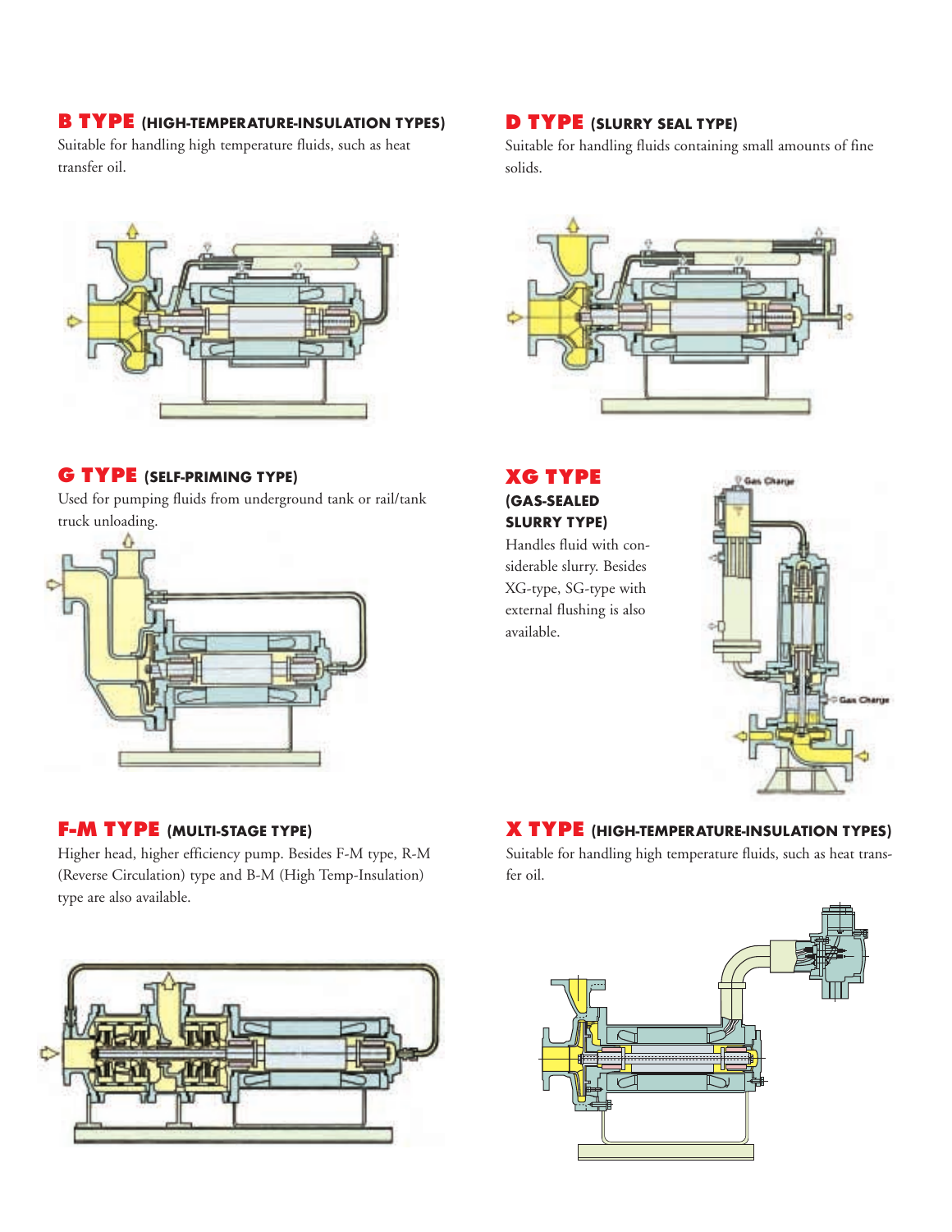## B TYPE (HIGH-TEMPERATURE-INSULATION TYPES)

Suitable for handling high temperature fluids, such as heat transfer oil.

## D TYPE (SLURRY SEAL TYPE)

Suitable for handling fluids containing small amounts of fine solids.

## G TYPE (SELF-PRIMING TYPE)

Used for pumping fluids from underground tank or rail/tank truck unloading.

## XG TYPE (GAS-SEALED SLURRY TYPE)

Handles fluid with considerable slurry. Besides XG-type, SG-type with external flushing is also available.

## F-M TYPE (MULTI-STAGE TYPE)

Higher head, higher efficiency pump. Besides F-M type, R-M (Reverse Circulation) type and B-M (High Temp-Insulation) type are also available.

## X TYPE (HIGH-TEMPERATURE-INSULATION TYPES)

Suitable for handling high temperature fluids, such as heat transfer oil.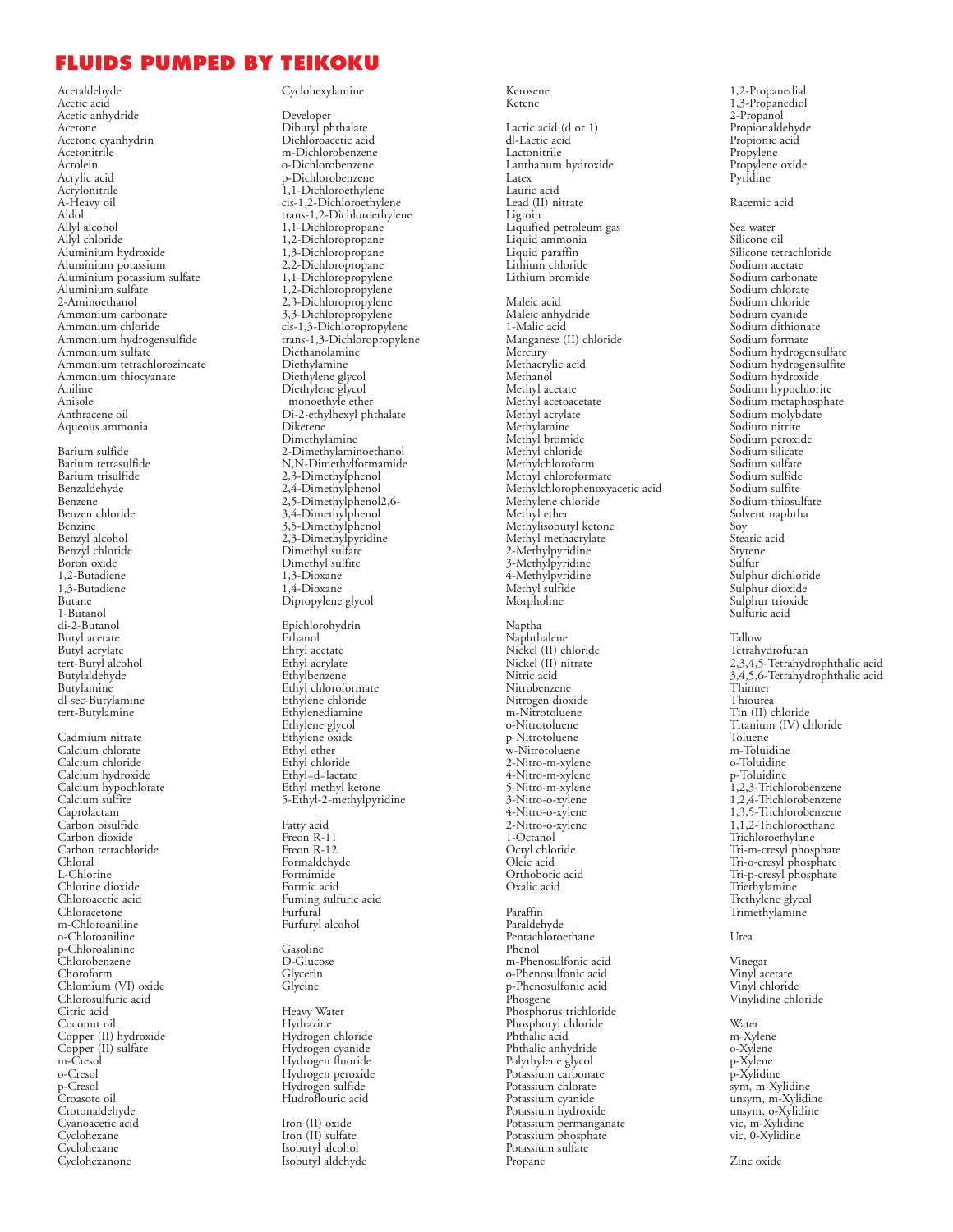# FLUIDS PUMPED BY TEIKOKU

Acetaldehyde
Acetic acid
Acetic anhydride
Acetone
Acetone cyanhydrin
Acetonitrile
Acrolein
Acrylic acid
Acrylonitrile
A-Heavy oil
Aldol
Allyl alcohol
Allyl chloride
Aluminium hydroxide
Aluminium potassium
Aluminium potassium sulfate
Aluminium sulfate
2-Aminoethanol
Ammonium carbonate
Ammonium chloride
Ammonium hydrogensulfide
Ammonium sulfate
Ammonium tetrachlorozincate
Ammonium thiocyanate
Aniline
Anisole
Anthracene oil
Aqueous ammonia

Barium sulfide
Barium tetrasulfide
Barium trisulfide
Benzaldehyde
Benzene
Benzen chloride
Benzine
Benzyl alcohol
Benzyl chloride
Boron oxide
1,2-Butadiene
1,3-Butadiene
Butane
1-Butanol
di-2-Butanol
Butyl acetate
Butyl acrylate
tert-Butyl alcohol
Butylaldehyde
Butylamine
dl-sec-Butylamine
tert-Butylamine

Cadmium nitrate
Calcium chlorate
Calcium chloride
Calcium hydroxide
Calcium hypochlorate
Calcium sulfite
Caprolactam
Carbon bisulfide
Carbon dioxide
Carbon tetrachloride
Chloral
L-Chlorine
Chlorine dioxide
Chloroacetic acid
Chloracetone
m-Chloroaniline
o-Chloroaniline
p-Chloroalinine
Chlorobenzene
Choroform
Chlomium (VI) oxide
Chlorosulfuric acid
Citric acid
Coconut oil
Copper (II) hydroxide
Copper (II) sulfate
m-Cresol
o-Cresol
p-Cresol
Croasote oil
Crotonaldehyde
Cyanoacetic acid
Cyclohexane
Cyclohexane
Cyclohexanone
Cyclohexylamine

Developer
Dibutyl phthalate
Dichloroacetic acid
m-Dichlorobenzene
o-Dichlorobenzene
p-Dichlorobenzene
1,1-Dichloroethylene
cis-1,2-Dichloroethylene
trans-1,2-Dichloroethylene
1,1-Dichloropropane
1,2-Dichloropropane
1,3-Dichloropropane
2,2-Dichloropropane
1,1-Dichloropropylene
1,2-Dichloropropylene
2,3-Dichloropropylene
3,3-Dichloropropylene
cls-1,3-Dichloropropylene
trans-1,3-Dichloropropylene
Diethanolamine
Diethylamine
Diethylene glycol
Diethylene glycol monoethyle ether
Di-2-ethylhexyl phthalate
Diketene
Dimethylamine
2-Dimethylaminoethanol
N,N-Dimethylformamide
2,3-Dimethylphenol
2,4-Dimethylphenol
2,5-Dimethylphenol2,6-
3,4-Dimethylphenol
3,5-Dimethylphenol
2,3-Dimethylpyridine
Dimethyl sulfate
Dimethyl sulfite
1,3-Dioxane
1,4-Dioxane
Dipropylene glycol

Epichlorohydrin
Ethanol
Ehtyl acetate
Ethyl acrylate
Ethylbenzene
Ethyl chloroformate
Ethylene chloride
Ethylenediamine
Ethylene glycol
Ethylene oxide
Ethyl ether
Ethyl chloride
Ethyl=d=lactate
Ethyl methyl ketone
5-Ethyl-2-methylpyridine

Fatty acid
Freon R-11
Freon R-12
Formaldehyde
Formimide
Formic acid
Fuming sulfuric acid
Furfural
Furfuryl alcohol

Gasoline
D-Glucose
Glycerin
Glycine

Heavy Water
Hydrazine
Hydrogen chloride
Hydrogen cyanide
Hydrogen fluoride
Hydrogen peroxide
Hydrogen sulfide
Hudroflouric acid

Iron (II) oxide
Iron (II) sulfate
Isobutyl alcohol
Isobutyl aldehyde
Kerosene
Ketene

Lactic acid (d or 1)
dl-Lactic acid
Lactonitrile
Lanthanum hydroxide
Latex
Lauric acid
Lead (II) nitrate
Ligroin
Liquified petroleum gas
Liquid ammonia
Liquid paraffin
Lithium chloride
Lithium bromide

Maleic acid
Maleic anhydride
1-Malic acid
Manganese (II) chloride
Mercury
Methacrylic acid
Methanol
Methyl acetate
Methyl acetoacetate
Methyl acrylate
Methylamine
Methyl bromide
Methyl chloride
Methylchloroform
Methyl chloroformate
Methylchlorophenoxyacetic acid
Methylene chloride
Methyl ether
Methylisobutyl ketone
Methyl methacrylate
2-Methylpyridine
3-Methylpyridine
4-Methylpyridine
Methyl sulfide
Morpholine

Naptha
Naphthalene
Nickel (II) chloride
Nickel (II) nitrate
Nitric acid
Nitrobenzene
Nitrogen dioxide
m-Nitrotoluene
o-Nitrotoluene
p-Nitrotoluene
w-Nitrotoluene
2-Nitro-m-xylene
4-Nitro-m-xylene
5-Nitro-m-xylene
3-Nitro-o-xylene
4-Nitro-o-xylene
2-Nitro-o-xylene
1-Octanol
Octyl chloride
Oleic acid
Orthoboric acid
Oxalic acid

Paraffin
Paraldehyde
Pentachloroethane
Phenol
m-Phenosulfonic acid
o-Phenosulfonic acid
p-Phenosulfonic acid
Phosgene
Phosphorus trichloride
Phosphoryl chloride
Phthalic acid
Phthalic anhydride
Polythylene glycol
Potassium carbonate
Potassium chlorate
Potassium cyanide
Potassium hydroxide
Potassium permanganate
Potassium phosphate
Potassium sulfate
Propane
1,2-Propanedial
1,3-Propanediol
2-Propanol
Propionaldehyde
Propionic acid
Propylene
Propylene oxide
Pyridine

Racemic acid

Sea water
Silicone oil
Silicone tetrachloride
Sodium acetate
Sodium carbonate
Sodium chlorate
Sodium chloride
Sodium cyanide
Sodium dithionate
Sodium formate
Sodium hydrogensulfate
Sodium hydrogensulfite
Sodium hydroxide
Sodium hypochlorite
Sodium metaphosphate
Sodium molybdate
Sodium nitrite
Sodium peroxide
Sodium silicate
Sodium sulfate
Sodium sulfide
Sodium sulfite
Sodium thiosulfate
Solvent naphtha
Soy
Stearic acid
Styrene
Sulfur
Sulphur dichloride
Sulphur dioxide
Sulphur trioxide
Sulfuric acid

Tallow
Tetrahydrofuran
2,3,4,5-Tetrahydrophthalic acid
3,4,5,6-Tetrahydrophthalic acid
Thinner
Thiourea
Tin (II) chloride
Titanium (IV) chloride
Toluene
m-Toluidine
o-Toluidine
p-Toluidine
1,2,3-Trichlorobenzene
1,2,4-Trichlorobenzene
1,3,5-Trichlorobenzene
1,1,2-Trichloroethane
Trichloroethylane
Tri-m-cresyl phosphate
Tri-o-cresyl phosphate
Tri-p-cresyl phosphate
Triethylamine
Trethylene glycol
Trimethylamine

Urea

Vinegar
Vinyl acetate
Vinyl chloride
Vinylidine chloride

Water
m-Xylene
o-Xylene
p-Xylene
p-Xylidine
sym, m-Xylidine
unsym, m-Xylidine
unsym, o-Xylidine
vic, m-Xylidine
vic, 0-Xylidine

Zinc oxide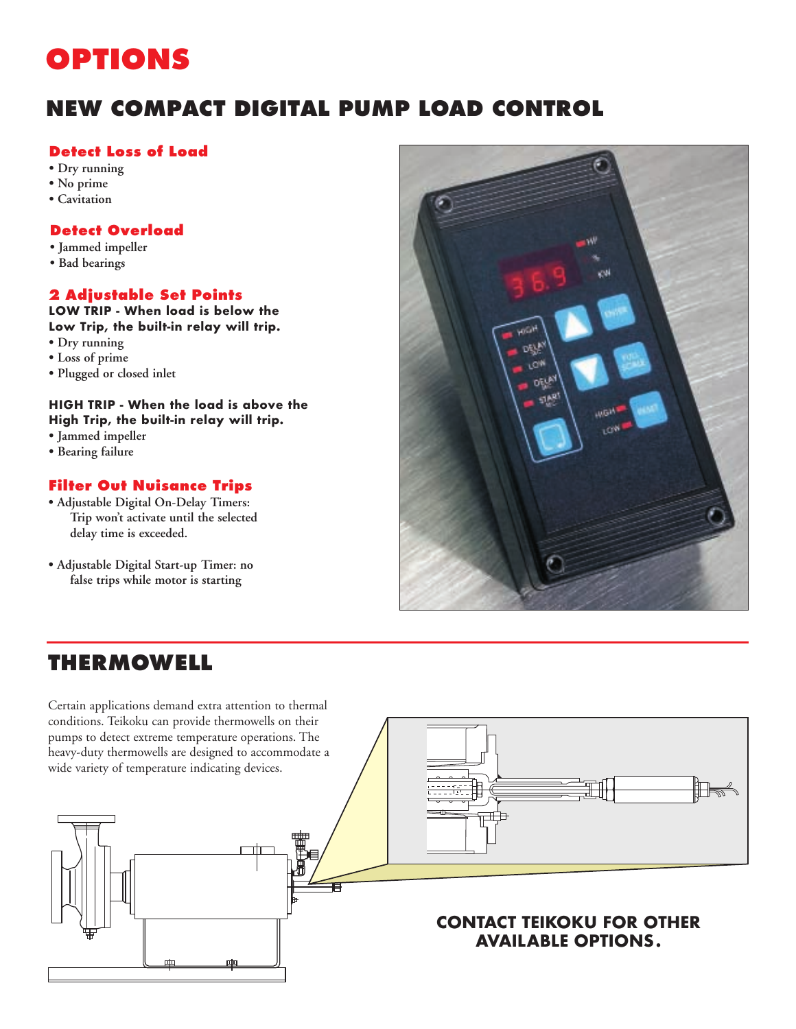# OPTIONS

## NEW COMPACT DIGITAL PUMP LOAD CONTROL

### Detect Loss of Load

- Dry running
- No prime
- Cavitation

### Detect Overload

- Jammed impeller
- Bad bearings

### 2 Adjustable Set Points

**LOW TRIP - When load is below the Low Trip, the built-in relay will trip.**

- Dry running
- Loss of prime
- Plugged or closed inlet

**HIGH TRIP - When the load is above the High Trip, the built-in relay will trip.**

- Jammed impeller
- Bearing failure

### Filter Out Nuisance Trips

- Adjustable Digital On-Delay Timers: Trip won't activate until the selected delay time is exceeded.
- Adjustable Digital Start-up Timer: no false trips while motor is starting

## THERMOWELL

Certain applications demand extra attention to thermal conditions. Teikoku can provide thermowells on their pumps to detect extreme temperature operations. The heavy-duty thermowells are designed to accommodate a wide variety of temperature indicating devices.

**CONTACT TEIKOKU FOR OTHER AVAILABLE OPTIONS.**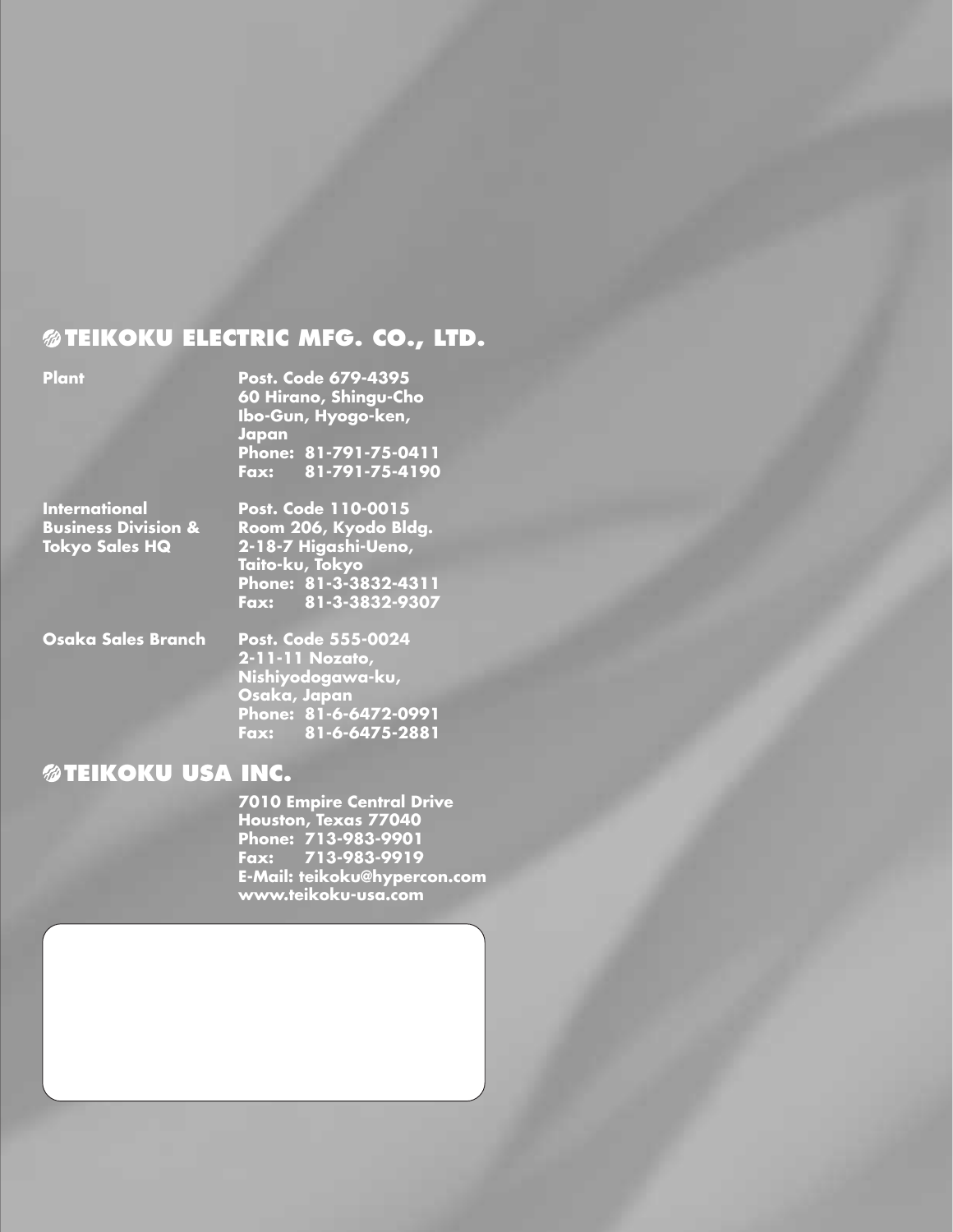## TEIKOKU ELECTRIC MFG. CO., LTD.

| | |
|---|---|
| **Plant** | **Post. Code 679-4395**<br>**60 Hirano, Shingu-Cho**<br>**Ibo-Gun, Hyogo-ken,**<br>**Japan**<br>**Phone: 81-791-75-0411**<br>**Fax: 81-791-75-4190** |
| **International Business Division & Tokyo Sales HQ** | **Post. Code 110-0015**<br>**Room 206, Kyodo Bldg.**<br>**2-18-7 Higashi-Ueno,**<br>**Taito-ku, Tokyo**<br>**Phone: 81-3-3832-4311**<br>**Fax: 81-3-3832-9307** |
| **Osaka Sales Branch** | **Post. Code 555-0024**<br>**2-11-11 Nozato,**<br>**Nishiyodogawa-ku,**<br>**Osaka, Japan**<br>**Phone: 81-6-6472-0991**<br>**Fax: 81-6-6475-2881** |

## TEIKOKU USA INC.

**7010 Empire Central Drive**
**Houston, Texas 77040**
**Phone: 713-983-9901**
**Fax: 713-983-9919**
**E-Mail: teikoku@hypercon.com**
**www.teikoku-usa.com**